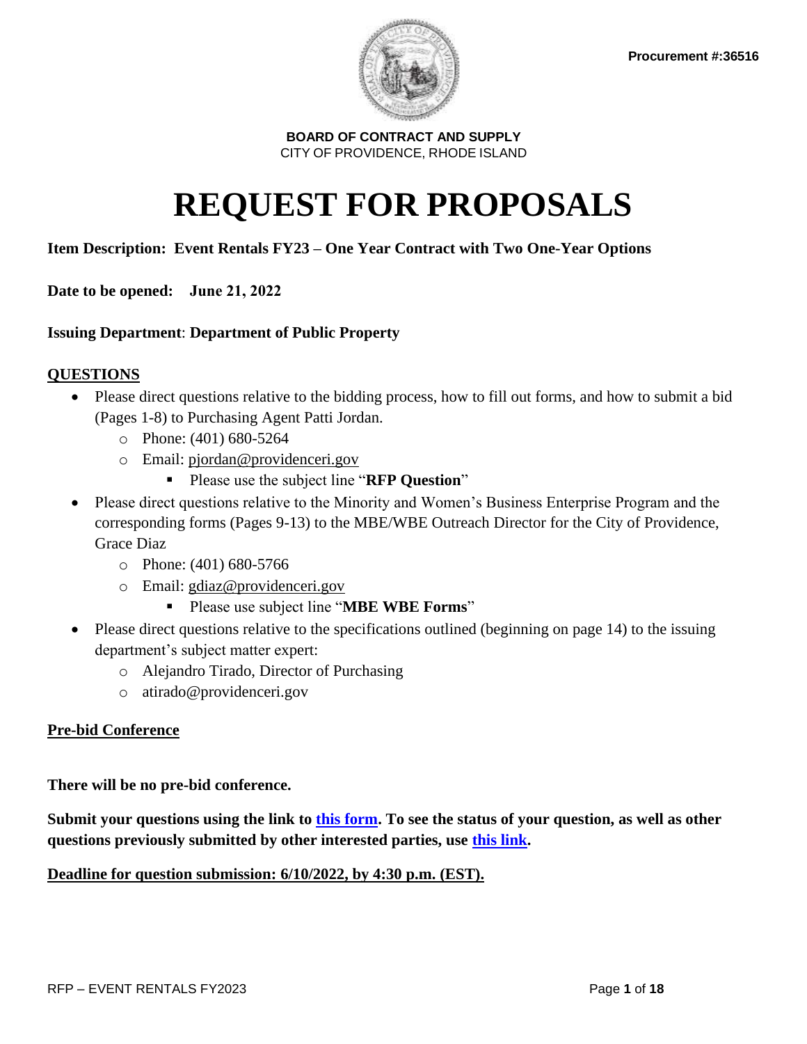**Procurement #:36516**

**BOARD OF CONTRACT AND SUPPLY**
CITY OF PROVIDENCE, RHODE ISLAND

# REQUEST FOR PROPOSALS

**Item Description: Event Rentals FY23 – One Year Contract with Two One-Year Options**

**Date to be opened: June 21, 2022**

**Issuing Department**: **Department of Public Property**

## QUESTIONS

- Please direct questions relative to the bidding process, how to fill out forms, and how to submit a bid (Pages 1-8) to Purchasing Agent Patti Jordan.
  - Phone: (401) 680-5264
  - Email: pjordan@providenceri.gov
    - Please use the subject line "**RFP Question**"
- Please direct questions relative to the Minority and Women's Business Enterprise Program and the corresponding forms (Pages 9-13) to the MBE/WBE Outreach Director for the City of Providence, Grace Diaz
  - Phone: (401) 680-5766
  - Email: gdiaz@providenceri.gov
    - Please use subject line "**MBE WBE Forms**"
- Please direct questions relative to the specifications outlined (beginning on page 14) to the issuing department's subject matter expert:
  - Alejandro Tirado, Director of Purchasing
  - atirado@providenceri.gov

## Pre-bid Conference

**There will be no pre-bid conference.**

**Submit your questions using the link to this form. To see the status of your question, as well as other questions previously submitted by other interested parties, use this link.**

**Deadline for question submission: 6/10/2022, by 4:30 p.m. (EST).**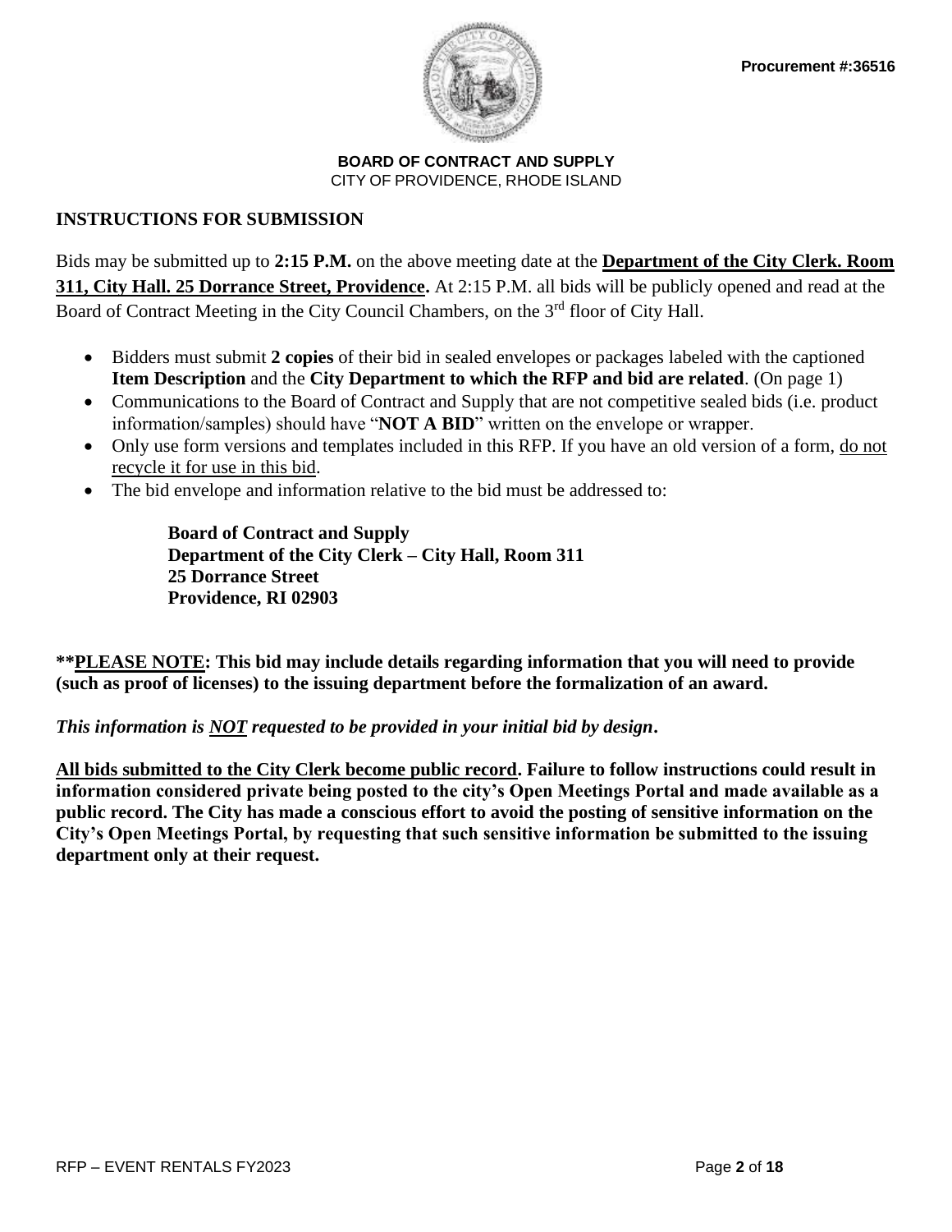**Procurement #:36516**

**BOARD OF CONTRACT AND SUPPLY**
CITY OF PROVIDENCE, RHODE ISLAND

## INSTRUCTIONS FOR SUBMISSION

Bids may be submitted up to **2:15 P.M.** on the above meeting date at the **Department of the City Clerk. Room 311, City Hall. 25 Dorrance Street, Providence.** At 2:15 P.M. all bids will be publicly opened and read at the Board of Contract Meeting in the City Council Chambers, on the 3rd floor of City Hall.

- Bidders must submit **2 copies** of their bid in sealed envelopes or packages labeled with the captioned **Item Description** and the **City Department to which the RFP and bid are related**. (On page 1)
- Communications to the Board of Contract and Supply that are not competitive sealed bids (i.e. product information/samples) should have "**NOT A BID**" written on the envelope or wrapper.
- Only use form versions and templates included in this RFP. If you have an old version of a form, do not recycle it for use in this bid.
- The bid envelope and information relative to the bid must be addressed to:

  **Board of Contract and Supply**
  **Department of the City Clerk – City Hall, Room 311**
  **25 Dorrance Street**
  **Providence, RI 02903**

****PLEASE NOTE: This bid may include details regarding information that you will need to provide (such as proof of licenses) to the issuing department before the formalization of an award.**

***This information is NOT requested to be provided in your initial bid by design.***

**All bids submitted to the City Clerk become public record. Failure to follow instructions could result in information considered private being posted to the city's Open Meetings Portal and made available as a public record. The City has made a conscious effort to avoid the posting of sensitive information on the City's Open Meetings Portal, by requesting that such sensitive information be submitted to the issuing department only at their request.**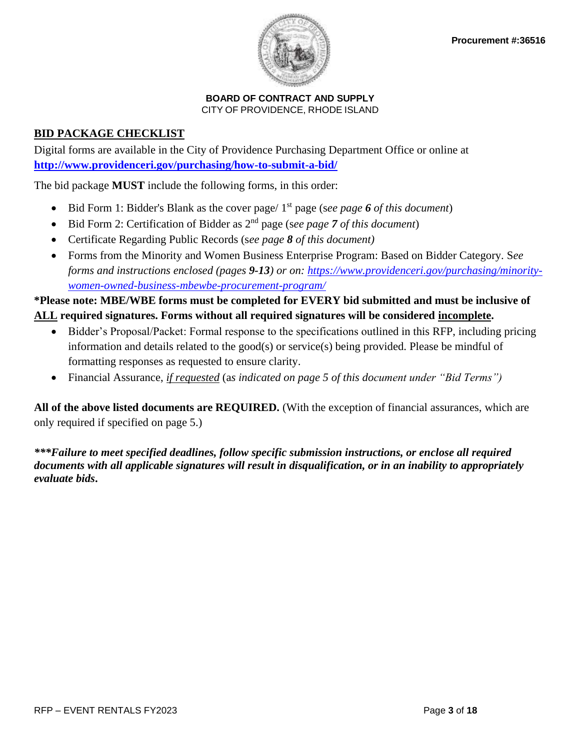Procurement #:36516

**BOARD OF CONTRACT AND SUPPLY**
CITY OF PROVIDENCE, RHODE ISLAND

## BID PACKAGE CHECKLIST

Digital forms are available in the City of Providence Purchasing Department Office or online at **http://www.providenceri.gov/purchasing/how-to-submit-a-bid/**

The bid package **MUST** include the following forms, in this order:

- Bid Form 1: Bidder's Blank as the cover page/ 1st page (*see page **6** of this document*)
- Bid Form 2: Certification of Bidder as 2nd page (*see page **7** of this document*)
- Certificate Regarding Public Records (*see page **8** of this document)*
- Forms from the Minority and Women Business Enterprise Program: Based on Bidder Category. S*ee forms and instructions enclosed (pages **9-13**) or on: https://www.providenceri.gov/purchasing/minority-women-owned-business-mbewbe-procurement-program/*

**\*Please note: MBE/WBE forms must be completed for EVERY bid submitted and must be inclusive of ALL required signatures. Forms without all required signatures will be considered incomplete.**

- Bidder's Proposal/Packet: Formal response to the specifications outlined in this RFP, including pricing information and details related to the good(s) or service(s) being provided. Please be mindful of formatting responses as requested to ensure clarity.
- Financial Assurance, *if requested* (*as indicated on page 5 of this document under "Bid Terms")*

**All of the above listed documents are REQUIRED.** (With the exception of financial assurances, which are only required if specified on page 5.)

***\*\*\*Failure to meet specified deadlines, follow specific submission instructions, or enclose all required documents with all applicable signatures will result in disqualification, or in an inability to appropriately evaluate bids.***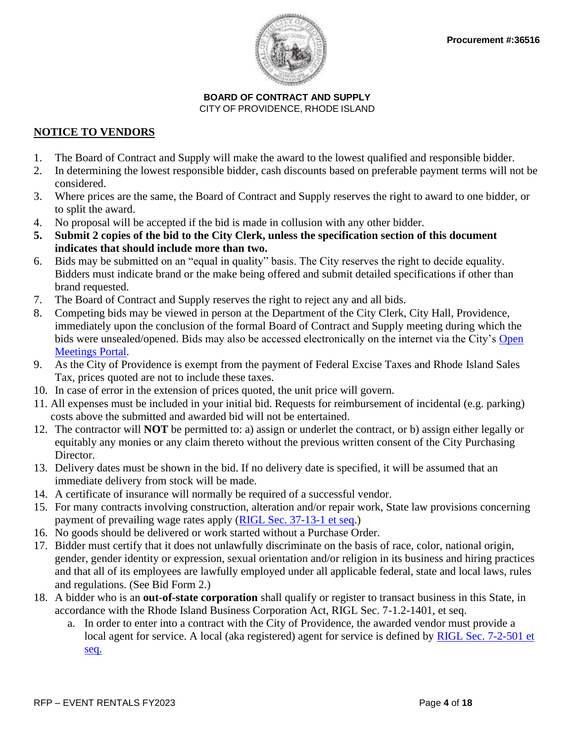**Procurement #:36516**

**BOARD OF CONTRACT AND SUPPLY**
CITY OF PROVIDENCE, RHODE ISLAND

## NOTICE TO VENDORS

1. The Board of Contract and Supply will make the award to the lowest qualified and responsible bidder.
2. In determining the lowest responsible bidder, cash discounts based on preferable payment terms will not be considered.
3. Where prices are the same, the Board of Contract and Supply reserves the right to award to one bidder, or to split the award.
4. No proposal will be accepted if the bid is made in collusion with any other bidder.
5. **Submit 2 copies of the bid to the City Clerk, unless the specification section of this document indicates that should include more than two.**
6. Bids may be submitted on an "equal in quality" basis. The City reserves the right to decide equality. Bidders must indicate brand or the make being offered and submit detailed specifications if other than brand requested.
7. The Board of Contract and Supply reserves the right to reject any and all bids.
8. Competing bids may be viewed in person at the Department of the City Clerk, City Hall, Providence, immediately upon the conclusion of the formal Board of Contract and Supply meeting during which the bids were unsealed/opened. Bids may also be accessed electronically on the internet via the City's Open Meetings Portal.
9. As the City of Providence is exempt from the payment of Federal Excise Taxes and Rhode Island Sales Tax, prices quoted are not to include these taxes.
10. In case of error in the extension of prices quoted, the unit price will govern.
11. All expenses must be included in your initial bid. Requests for reimbursement of incidental (e.g. parking) costs above the submitted and awarded bid will not be entertained.
12. The contractor will **NOT** be permitted to: a) assign or underlet the contract, or b) assign either legally or equitably any monies or any claim thereto without the previous written consent of the City Purchasing Director.
13. Delivery dates must be shown in the bid. If no delivery date is specified, it will be assumed that an immediate delivery from stock will be made.
14. A certificate of insurance will normally be required of a successful vendor.
15. For many contracts involving construction, alteration and/or repair work, State law provisions concerning payment of prevailing wage rates apply (RIGL Sec. 37-13-1 et seq.)
16. No goods should be delivered or work started without a Purchase Order.
17. Bidder must certify that it does not unlawfully discriminate on the basis of race, color, national origin, gender, gender identity or expression, sexual orientation and/or religion in its business and hiring practices and that all of its employees are lawfully employed under all applicable federal, state and local laws, rules and regulations. (See Bid Form 2.)
18. A bidder who is an **out-of-state corporation** shall qualify or register to transact business in this State, in accordance with the Rhode Island Business Corporation Act, RIGL Sec. 7-1.2-1401, et seq.
    a. In order to enter into a contract with the City of Providence, the awarded vendor must provide a local agent for service. A local (aka registered) agent for service is defined by RIGL Sec. 7-2-501 et seq.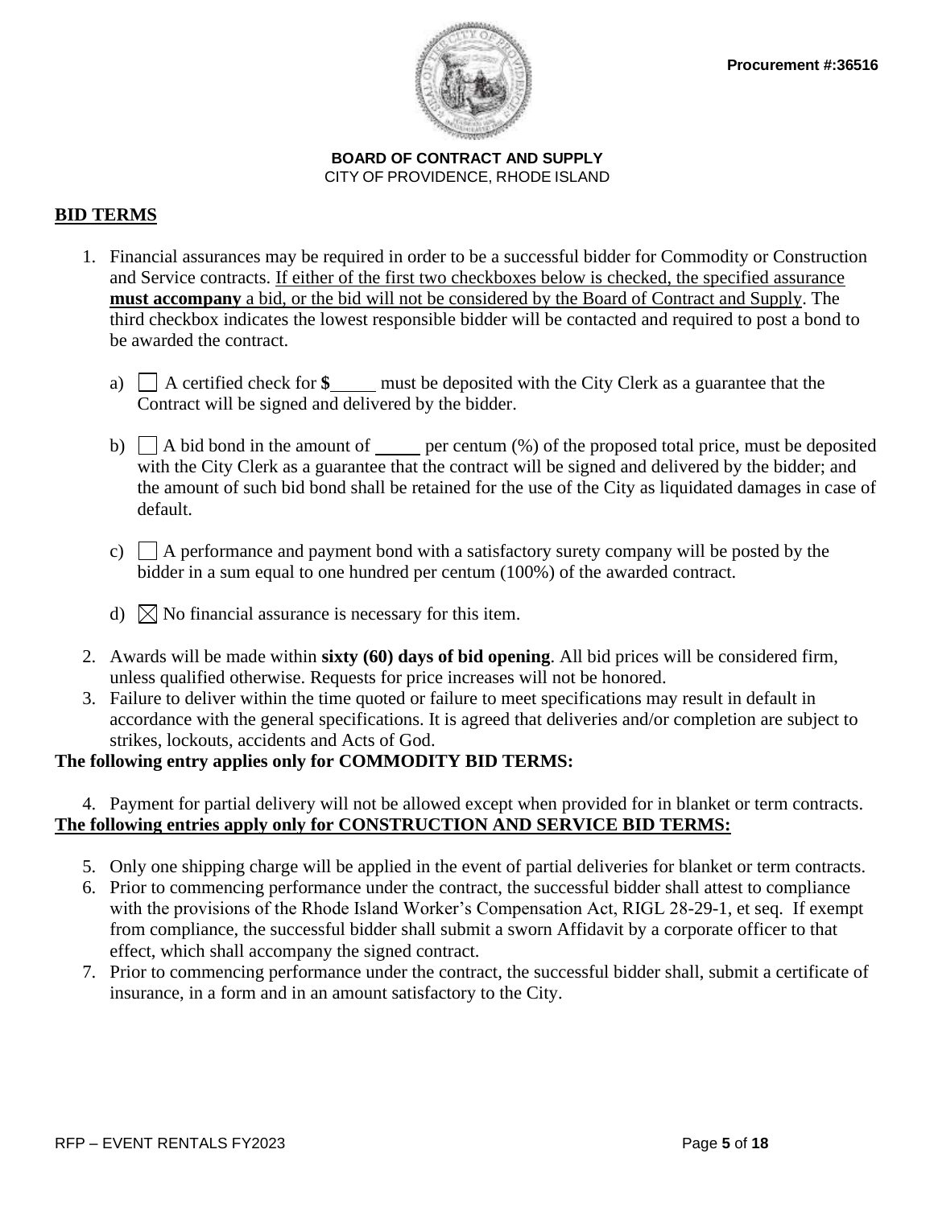**BOARD OF CONTRACT AND SUPPLY**
CITY OF PROVIDENCE, RHODE ISLAND

## BID TERMS

1. Financial assurances may be required in order to be a successful bidder for Commodity or Construction and Service contracts. If either of the first two checkboxes below is checked, the specified assurance **must accompany** a bid, or the bid will not be considered by the Board of Contract and Supply. The third checkbox indicates the lowest responsible bidder will be contacted and required to post a bond to be awarded the contract.

   a) ☐ A certified check for **$\_\_\_\_\_** must be deposited with the City Clerk as a guarantee that the Contract will be signed and delivered by the bidder.

   b) ☐ A bid bond in the amount of \_\_\_\_\_ per centum (%) of the proposed total price, must be deposited with the City Clerk as a guarantee that the contract will be signed and delivered by the bidder; and the amount of such bid bond shall be retained for the use of the City as liquidated damages in case of default.

   c) ☐ A performance and payment bond with a satisfactory surety company will be posted by the bidder in a sum equal to one hundred per centum (100%) of the awarded contract.

   d) ☒ No financial assurance is necessary for this item.

2. Awards will be made within **sixty (60) days of bid opening**. All bid prices will be considered firm, unless qualified otherwise. Requests for price increases will not be honored.
3. Failure to deliver within the time quoted or failure to meet specifications may result in default in accordance with the general specifications. It is agreed that deliveries and/or completion are subject to strikes, lockouts, accidents and Acts of God.

**The following entry applies only for COMMODITY BID TERMS:**

4. Payment for partial delivery will not be allowed except when provided for in blanket or term contracts.

**The following entries apply only for CONSTRUCTION AND SERVICE BID TERMS:**

5. Only one shipping charge will be applied in the event of partial deliveries for blanket or term contracts.
6. Prior to commencing performance under the contract, the successful bidder shall attest to compliance with the provisions of the Rhode Island Worker's Compensation Act, RIGL 28-29-1, et seq. If exempt from compliance, the successful bidder shall submit a sworn Affidavit by a corporate officer to that effect, which shall accompany the signed contract.
7. Prior to commencing performance under the contract, the successful bidder shall, submit a certificate of insurance, in a form and in an amount satisfactory to the City.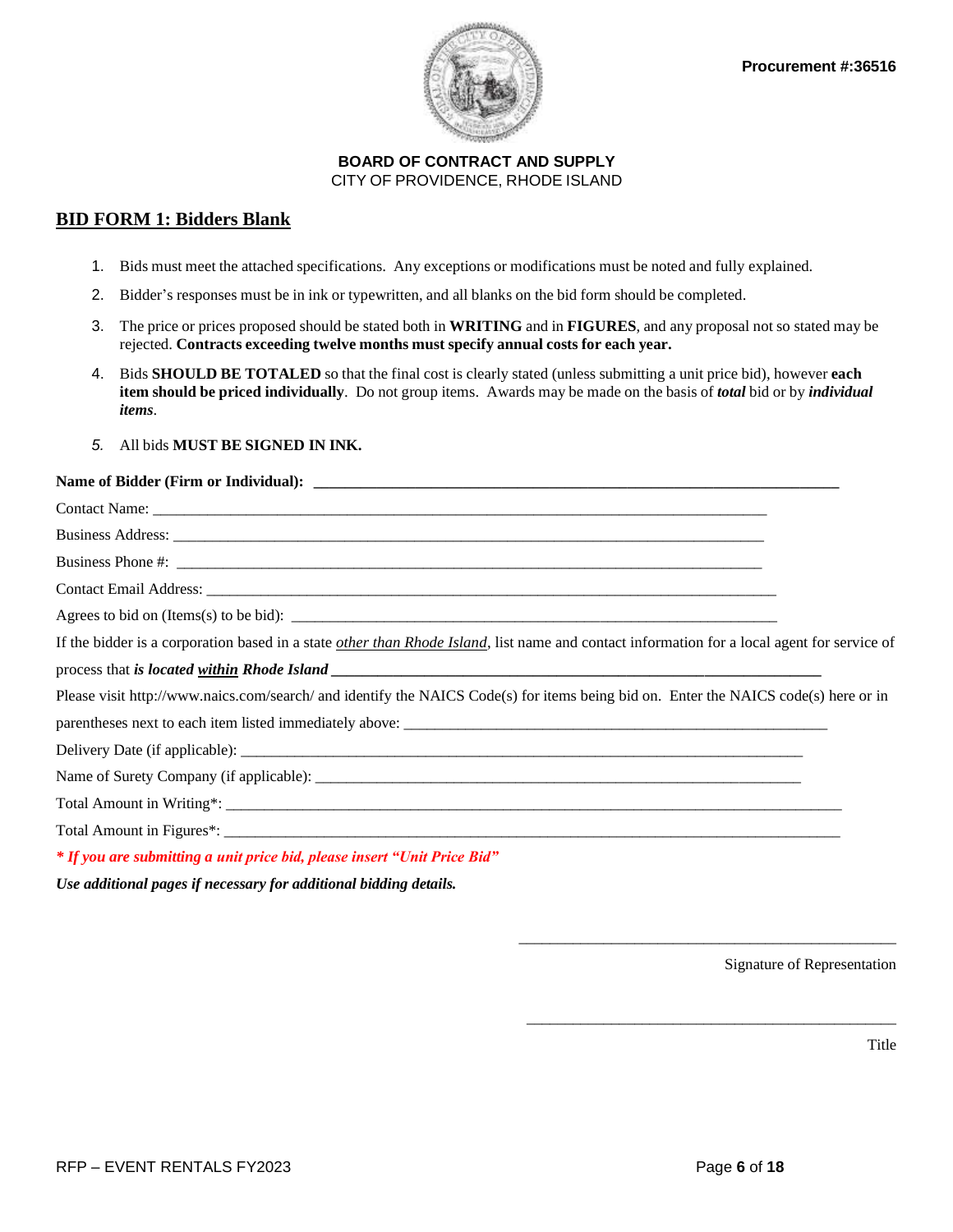Procurement #:36516

**BOARD OF CONTRACT AND SUPPLY**
CITY OF PROVIDENCE, RHODE ISLAND

## BID FORM 1: Bidders Blank

1. Bids must meet the attached specifications. Any exceptions or modifications must be noted and fully explained.
2. Bidder's responses must be in ink or typewritten, and all blanks on the bid form should be completed.
3. The price or prices proposed should be stated both in **WRITING** and in **FIGURES**, and any proposal not so stated may be rejected. **Contracts exceeding twelve months must specify annual costs for each year.**
4. Bids **SHOULD BE TOTALED** so that the final cost is clearly stated (unless submitting a unit price bid), however **each item should be priced individually**. Do not group items. Awards may be made on the basis of ***total*** bid or by ***individual items***.
5. All bids **MUST BE SIGNED IN INK.**

**Name of Bidder (Firm or Individual):** ____________________________________________

Contact Name: ____________________________________________

Business Address: ____________________________________________

Business Phone #: ____________________________________________

Contact Email Address: ____________________________________________

Agrees to bid on (Items(s) to be bid): ____________________________________________

If the bidder is a corporation based in a state *other than Rhode Island*, list name and contact information for a local agent for service of process that ***is located within Rhode Island*** ____________________________________________

Please visit http://www.naics.com/search/ and identify the NAICS Code(s) for items being bid on. Enter the NAICS code(s) here or in parentheses next to each item listed immediately above: ____________________________________________

Delivery Date (if applicable): ____________________________________________

Name of Surety Company (if applicable): ____________________________________________

Total Amount in Writing*: ____________________________________________

Total Amount in Figures*: ____________________________________________

***\* If you are submitting a unit price bid, please insert "Unit Price Bid"***

***Use additional pages if necessary for additional bidding details.***

____________________________________________
Signature of Representation

____________________________________________
Title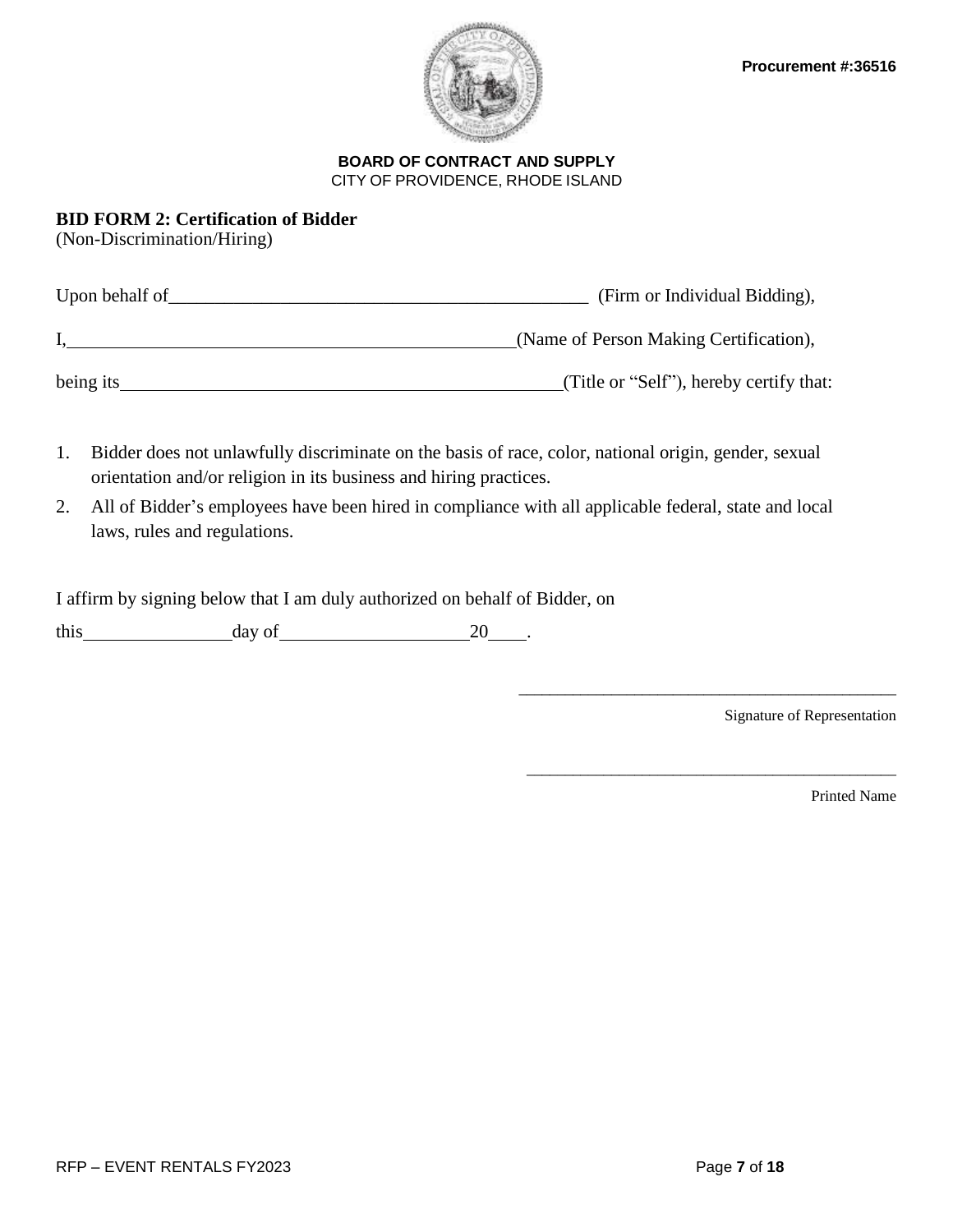Procurement #:36516

**BOARD OF CONTRACT AND SUPPLY**
CITY OF PROVIDENCE, RHODE ISLAND

**BID FORM 2: Certification of Bidder**
(Non-Discrimination/Hiring)

Upon behalf of______________________________________________ (Firm or Individual Bidding),

I,__________________________________________________(Name of Person Making Certification),

being its_________________________________________________(Title or "Self"), hereby certify that:

1. Bidder does not unlawfully discriminate on the basis of race, color, national origin, gender, sexual orientation and/or religion in its business and hiring practices.
2. All of Bidder's employees have been hired in compliance with all applicable federal, state and local laws, rules and regulations.

I affirm by signing below that I am duly authorized on behalf of Bidder, on

this________________day of____________________20____.

____________________________________________
Signature of Representation

____________________________________________
Printed Name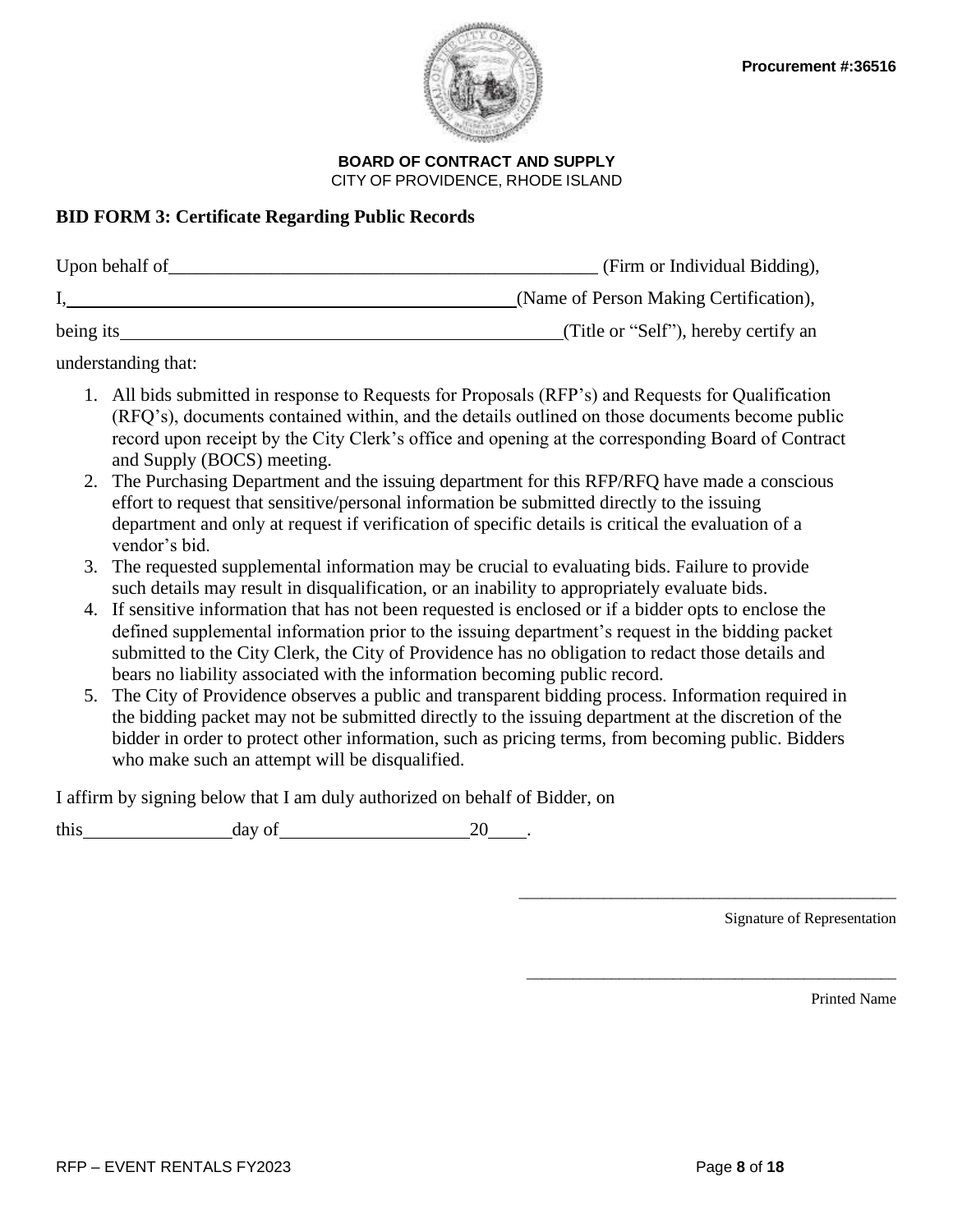Procurement #:36516

**BOARD OF CONTRACT AND SUPPLY**
CITY OF PROVIDENCE, RHODE ISLAND

**BID FORM 3: Certificate Regarding Public Records**

Upon behalf of_______________________________________________ (Firm or Individual Bidding),

I,_________________________________________________(Name of Person Making Certification),

being its_________________________________________________(Title or "Self"), hereby certify an understanding that:

1. All bids submitted in response to Requests for Proposals (RFP's) and Requests for Qualification (RFQ's), documents contained within, and the details outlined on those documents become public record upon receipt by the City Clerk's office and opening at the corresponding Board of Contract and Supply (BOCS) meeting.
2. The Purchasing Department and the issuing department for this RFP/RFQ have made a conscious effort to request that sensitive/personal information be submitted directly to the issuing department and only at request if verification of specific details is critical the evaluation of a vendor's bid.
3. The requested supplemental information may be crucial to evaluating bids. Failure to provide such details may result in disqualification, or an inability to appropriately evaluate bids.
4. If sensitive information that has not been requested is enclosed or if a bidder opts to enclose the defined supplemental information prior to the issuing department's request in the bidding packet submitted to the City Clerk, the City of Providence has no obligation to redact those details and bears no liability associated with the information becoming public record.
5. The City of Providence observes a public and transparent bidding process. Information required in the bidding packet may not be submitted directly to the issuing department at the discretion of the bidder in order to protect other information, such as pricing terms, from becoming public. Bidders who make such an attempt will be disqualified.

I affirm by signing below that I am duly authorized on behalf of Bidder, on

this________________day of____________________20____.

_____________________________________________
Signature of Representation

_____________________________________________
Printed Name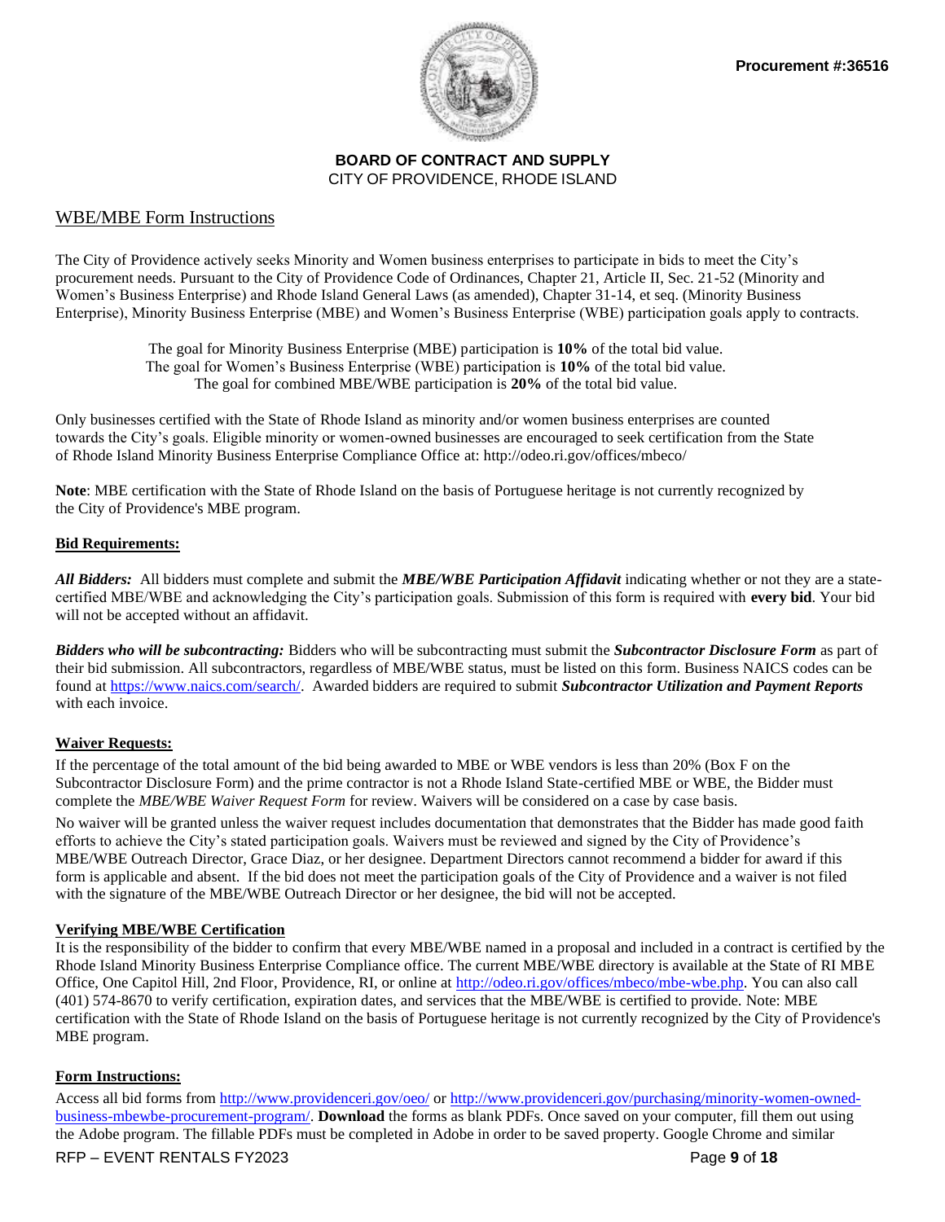Procurement #:36516

**BOARD OF CONTRACT AND SUPPLY**
CITY OF PROVIDENCE, RHODE ISLAND

## WBE/MBE Form Instructions

The City of Providence actively seeks Minority and Women business enterprises to participate in bids to meet the City's procurement needs. Pursuant to the City of Providence Code of Ordinances, Chapter 21, Article II, Sec. 21-52 (Minority and Women's Business Enterprise) and Rhode Island General Laws (as amended), Chapter 31-14, et seq. (Minority Business Enterprise), Minority Business Enterprise (MBE) and Women's Business Enterprise (WBE) participation goals apply to contracts.

The goal for Minority Business Enterprise (MBE) participation is **10%** of the total bid value.
The goal for Women's Business Enterprise (WBE) participation is **10%** of the total bid value.
The goal for combined MBE/WBE participation is **20%** of the total bid value.

Only businesses certified with the State of Rhode Island as minority and/or women business enterprises are counted towards the City's goals. Eligible minority or women-owned businesses are encouraged to seek certification from the State of Rhode Island Minority Business Enterprise Compliance Office at: http://odeo.ri.gov/offices/mbeco/

**Note**: MBE certification with the State of Rhode Island on the basis of Portuguese heritage is not currently recognized by the City of Providence's MBE program.

**Bid Requirements:**

***All Bidders:*** All bidders must complete and submit the ***MBE/WBE Participation Affidavit*** indicating whether or not they are a state-certified MBE/WBE and acknowledging the City's participation goals. Submission of this form is required with **every bid**. Your bid will not be accepted without an affidavit.

***Bidders who will be subcontracting:*** Bidders who will be subcontracting must submit the ***Subcontractor Disclosure Form*** as part of their bid submission. All subcontractors, regardless of MBE/WBE status, must be listed on this form. Business NAICS codes can be found at https://www.naics.com/search/. Awarded bidders are required to submit ***Subcontractor Utilization and Payment Reports*** with each invoice.

**Waiver Requests:**

If the percentage of the total amount of the bid being awarded to MBE or WBE vendors is less than 20% (Box F on the Subcontractor Disclosure Form) and the prime contractor is not a Rhode Island State-certified MBE or WBE, the Bidder must complete the *MBE/WBE Waiver Request Form* for review. Waivers will be considered on a case by case basis.

No waiver will be granted unless the waiver request includes documentation that demonstrates that the Bidder has made good faith efforts to achieve the City's stated participation goals. Waivers must be reviewed and signed by the City of Providence's MBE/WBE Outreach Director, Grace Diaz, or her designee. Department Directors cannot recommend a bidder for award if this form is applicable and absent. If the bid does not meet the participation goals of the City of Providence and a waiver is not filed with the signature of the MBE/WBE Outreach Director or her designee, the bid will not be accepted.

**Verifying MBE/WBE Certification**

It is the responsibility of the bidder to confirm that every MBE/WBE named in a proposal and included in a contract is certified by the Rhode Island Minority Business Enterprise Compliance office. The current MBE/WBE directory is available at the State of RI MBE Office, One Capitol Hill, 2nd Floor, Providence, RI, or online at http://odeo.ri.gov/offices/mbeco/mbe-wbe.php. You can also call (401) 574-8670 to verify certification, expiration dates, and services that the MBE/WBE is certified to provide. Note: MBE certification with the State of Rhode Island on the basis of Portuguese heritage is not currently recognized by the City of Providence's MBE program.

**Form Instructions:**

Access all bid forms from http://www.providenceri.gov/oeo/ or http://www.providenceri.gov/purchasing/minority-women-owned-business-mbewbe-procurement-program/. **Download** the forms as blank PDFs. Once saved on your computer, fill them out using the Adobe program. The fillable PDFs must be completed in Adobe in order to be saved property. Google Chrome and similar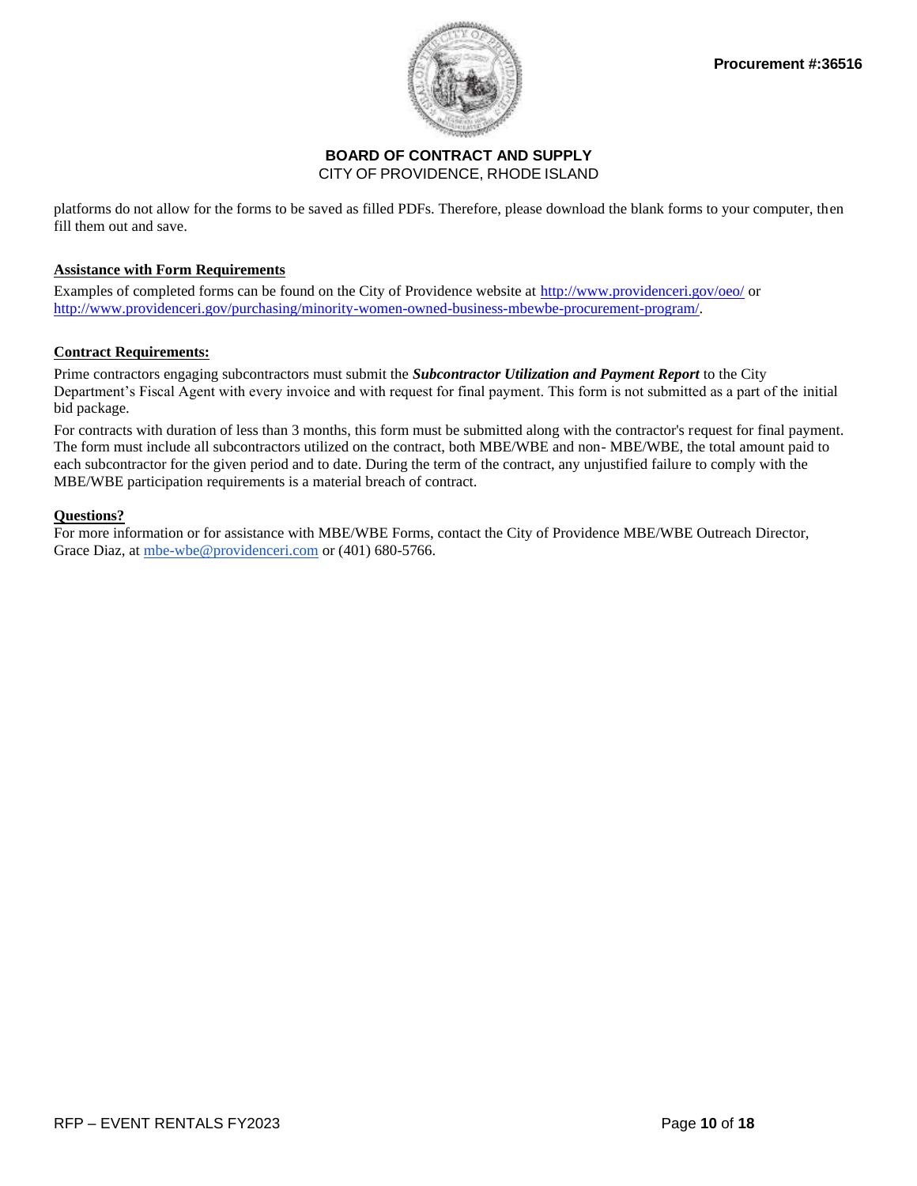platforms do not allow for the forms to be saved as filled PDFs. Therefore, please download the blank forms to your computer, then fill them out and save.

**Assistance with Form Requirements**

Examples of completed forms can be found on the City of Providence website at http://www.providenceri.gov/oeo/ or http://www.providenceri.gov/purchasing/minority-women-owned-business-mbewbe-procurement-program/.

**Contract Requirements:**

Prime contractors engaging subcontractors must submit the ***Subcontractor Utilization and Payment Report*** to the City Department's Fiscal Agent with every invoice and with request for final payment. This form is not submitted as a part of the initial bid package.

For contracts with duration of less than 3 months, this form must be submitted along with the contractor's request for final payment. The form must include all subcontractors utilized on the contract, both MBE/WBE and non- MBE/WBE, the total amount paid to each subcontractor for the given period and to date. During the term of the contract, any unjustified failure to comply with the MBE/WBE participation requirements is a material breach of contract.

**Questions?**

For more information or for assistance with MBE/WBE Forms, contact the City of Providence MBE/WBE Outreach Director, Grace Diaz, at mbe-wbe@providenceri.com or (401) 680-5766.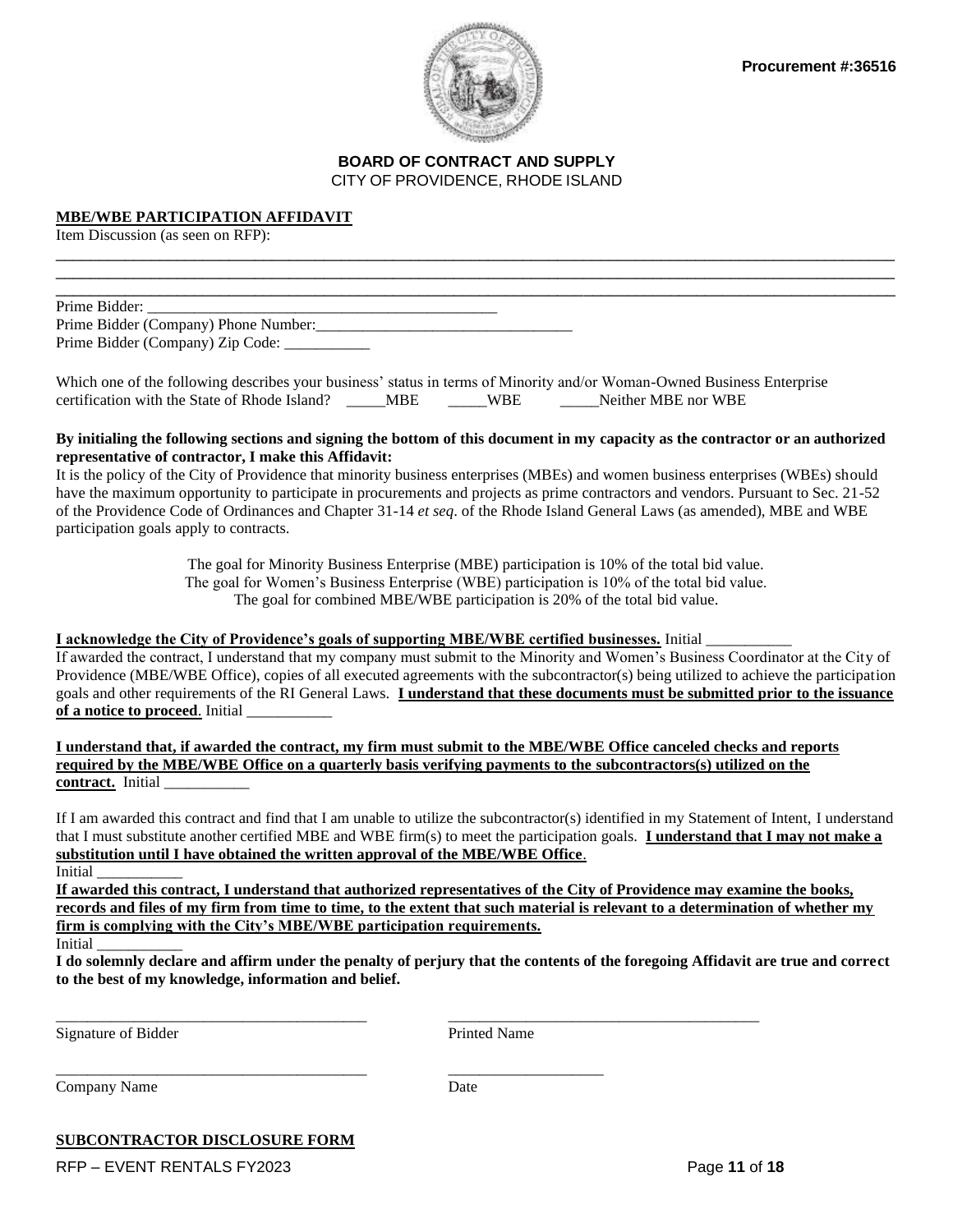Procurement #:36516

**BOARD OF CONTRACT AND SUPPLY**
CITY OF PROVIDENCE, RHODE ISLAND

**MBE/WBE PARTICIPATION AFFIDAVIT**

Item Discussion (as seen on RFP):

______________________________________________________________________________________________
______________________________________________________________________________________________
______________________________________________________________________________________________

Prime Bidder: _______________________________________________

Prime Bidder (Company) Phone Number:_________________________________

Prime Bidder (Company) Zip Code: ___________

Which one of the following describes your business' status in terms of Minority and/or Woman-Owned Business Enterprise certification with the State of Rhode Island? _____MBE _____WBE _____Neither MBE nor WBE

**By initialing the following sections and signing the bottom of this document in my capacity as the contractor or an authorized representative of contractor, I make this Affidavit:**

It is the policy of the City of Providence that minority business enterprises (MBEs) and women business enterprises (WBEs) should have the maximum opportunity to participate in procurements and projects as prime contractors and vendors. Pursuant to Sec. 21-52 of the Providence Code of Ordinances and Chapter 31-14 *et seq*. of the Rhode Island General Laws (as amended), MBE and WBE participation goals apply to contracts.

The goal for Minority Business Enterprise (MBE) participation is 10% of the total bid value.
The goal for Women's Business Enterprise (WBE) participation is 10% of the total bid value.
The goal for combined MBE/WBE participation is 20% of the total bid value.

**I acknowledge the City of Providence's goals of supporting MBE/WBE certified businesses.** Initial ___________

If awarded the contract, I understand that my company must submit to the Minority and Women's Business Coordinator at the City of Providence (MBE/WBE Office), copies of all executed agreements with the subcontractor(s) being utilized to achieve the participation goals and other requirements of the RI General Laws. **I understand that these documents must be submitted prior to the issuance of a notice to proceed**. Initial ___________

**I understand that, if awarded the contract, my firm must submit to the MBE/WBE Office canceled checks and reports required by the MBE/WBE Office on a quarterly basis verifying payments to the subcontractors(s) utilized on the contract.** Initial ___________

If I am awarded this contract and find that I am unable to utilize the subcontractor(s) identified in my Statement of Intent, I understand that I must substitute another certified MBE and WBE firm(s) to meet the participation goals. **I understand that I may not make a substitution until I have obtained the written approval of the MBE/WBE Office**.
Initial ___________

**If awarded this contract, I understand that authorized representatives of the City of Providence may examine the books, records and files of my firm from time to time, to the extent that such material is relevant to a determination of whether my firm is complying with the City's MBE/WBE participation requirements.**
Initial ___________

**I do solemnly declare and affirm under the penalty of perjury that the contents of the foregoing Affidavit are true and correct to the best of my knowledge, information and belief.**

| | |
|---|---|
| _______________________________________ | _______________________________________ |
| Signature of Bidder | Printed Name |
| _______________________________________ | ____________________ |
| Company Name | Date |

**SUBCONTRACTOR DISCLOSURE FORM**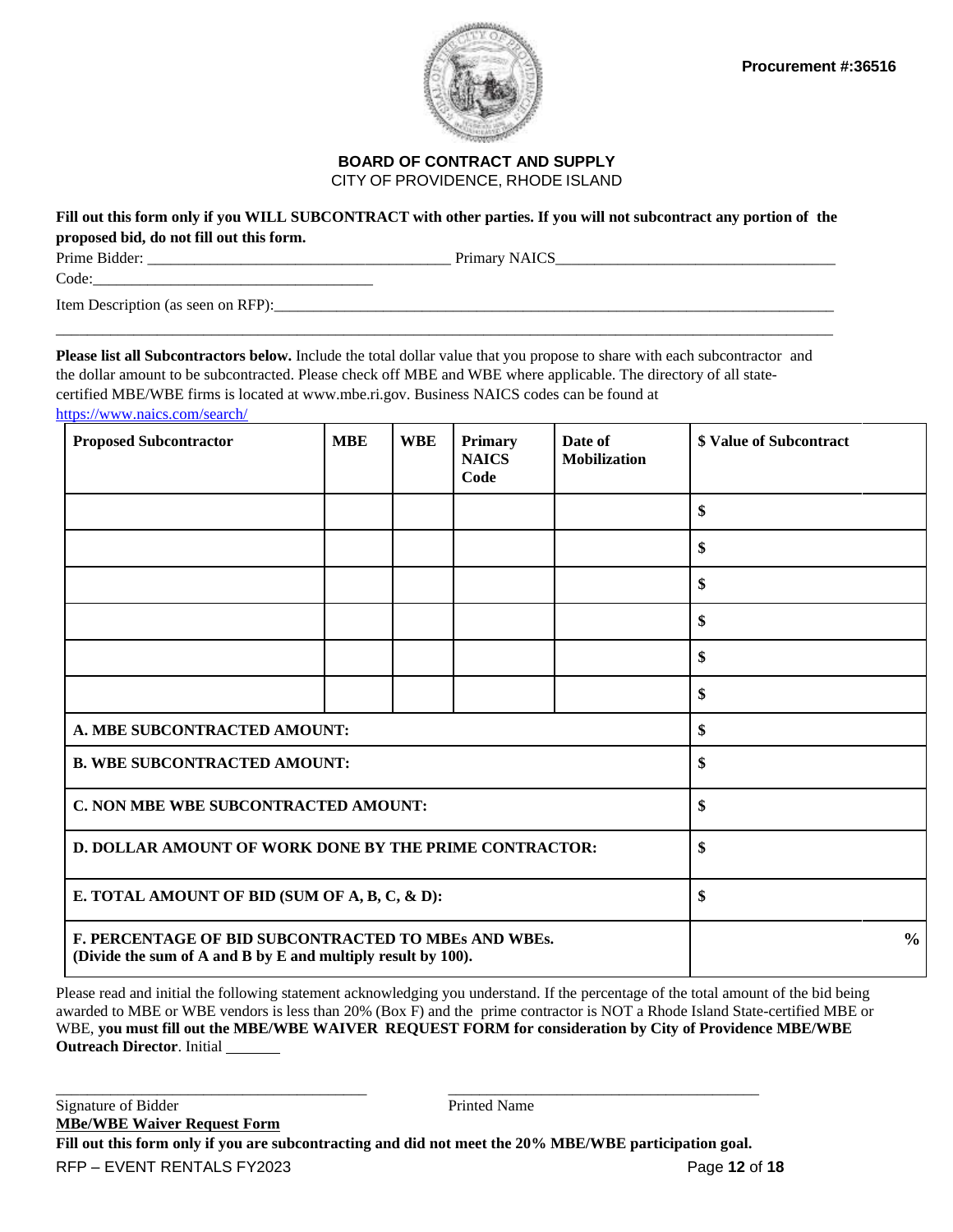Procurement #:36516

**BOARD OF CONTRACT AND SUPPLY**
CITY OF PROVIDENCE, RHODE ISLAND

**Fill out this form only if you WILL SUBCONTRACT with other parties. If you will not subcontract any portion of the proposed bid, do not fill out this form.**

Prime Bidder: ______________________________________ Primary NAICS Code:____________________________________

Item Description (as seen on RFP):____________________________________________________________________________

_____________________________________________________________________________________________________

**Please list all Subcontractors below.** Include the total dollar value that you propose to share with each subcontractor and the dollar amount to be subcontracted. Please check off MBE and WBE where applicable. The directory of all state-certified MBE/WBE firms is located at www.mbe.ri.gov. Business NAICS codes can be found at https://www.naics.com/search/

| Proposed Subcontractor | MBE | WBE | Primary NAICS Code | Date of Mobilization | $ Value of Subcontract |
|---|---|---|---|---|---|
| | | | | | $ |
| | | | | | $ |
| | | | | | $ |
| | | | | | $ |
| | | | | | $ |
| | | | | | $ |
| **A. MBE SUBCONTRACTED AMOUNT:** | | | | | $ |
| **B. WBE SUBCONTRACTED AMOUNT:** | | | | | $ |
| **C. NON MBE WBE SUBCONTRACTED AMOUNT:** | | | | | $ |
| **D. DOLLAR AMOUNT OF WORK DONE BY THE PRIME CONTRACTOR:** | | | | | $ |
| **E. TOTAL AMOUNT OF BID (SUM OF A, B, C, & D):** | | | | | $ |
| **F. PERCENTAGE OF BID SUBCONTRACTED TO MBEs AND WBEs. (Divide the sum of A and B by E and multiply result by 100).** | | | | | % |

Please read and initial the following statement acknowledging you understand. If the percentage of the total amount of the bid being awarded to MBE or WBE vendors is less than 20% (Box F) and the prime contractor is NOT a Rhode Island State-certified MBE or WBE, **you must fill out the MBE/WBE WAIVER REQUEST FORM for consideration by City of Providence MBE/WBE Outreach Director**. Initial _______

_______________________________________ _______________________________________

Signature of Bidder Printed Name

**MBe/WBE Waiver Request Form**

**Fill out this form only if you are subcontracting and did not meet the 20% MBE/WBE participation goal.**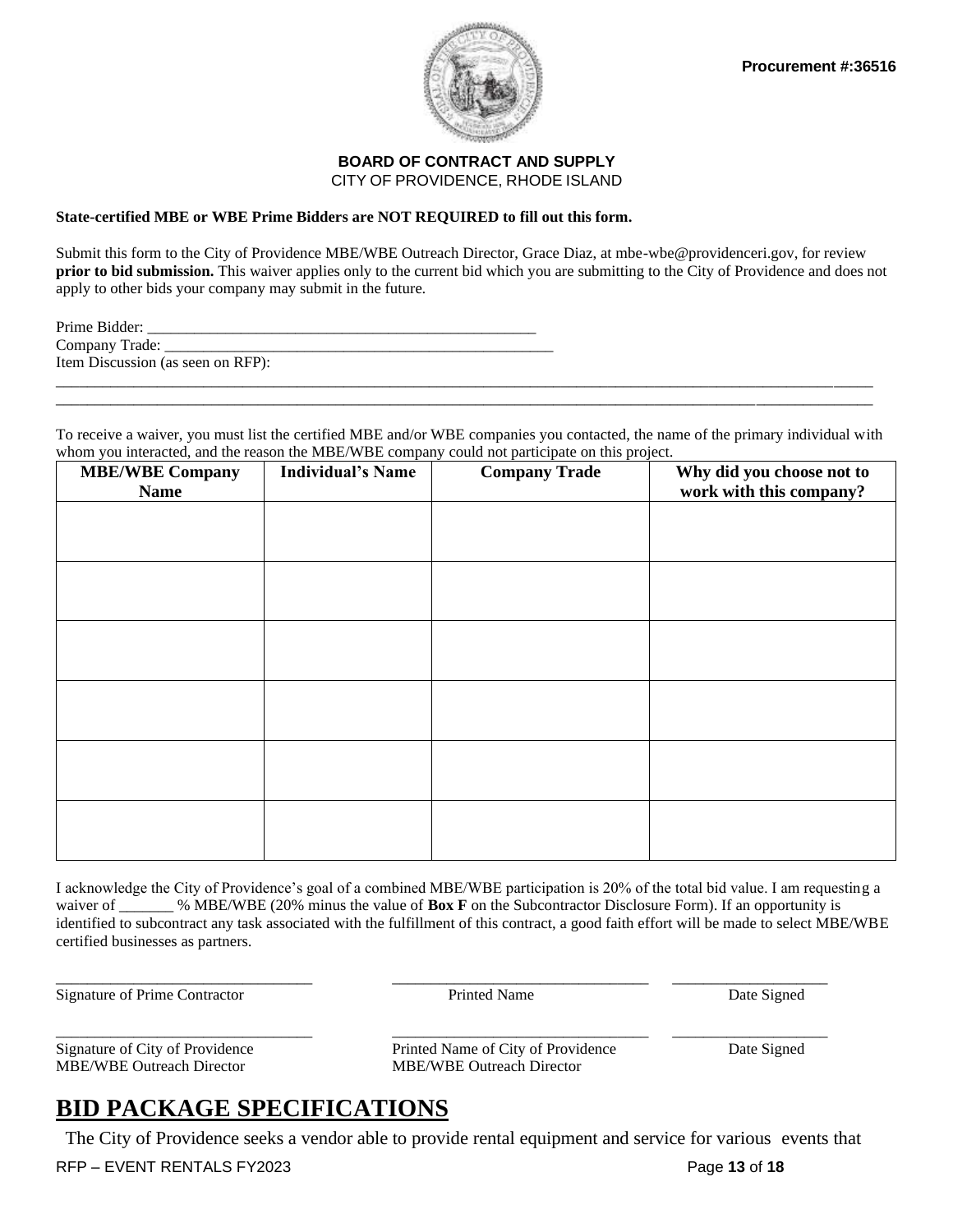Procurement #:36516

**BOARD OF CONTRACT AND SUPPLY**
CITY OF PROVIDENCE, RHODE ISLAND

**State-certified MBE or WBE Prime Bidders are NOT REQUIRED to fill out this form.**

Submit this form to the City of Providence MBE/WBE Outreach Director, Grace Diaz, at mbe-wbe@providenceri.gov, for review **prior to bid submission.** This waiver applies only to the current bid which you are submitting to the City of Providence and does not apply to other bids your company may submit in the future.

Prime Bidder: ___________________________________________________
Company Trade: ____________________________________________________
Item Discussion (as seen on RFP):
______________________________________________________________________________________________________________
______________________________________________________________________________________________________________

To receive a waiver, you must list the certified MBE and/or WBE companies you contacted, the name of the primary individual with whom you interacted, and the reason the MBE/WBE company could not participate on this project.

| MBE/WBE Company Name | Individual's Name | Company Trade | Why did you choose not to work with this company? |
|---|---|---|---|
| | | | |
| | | | |
| | | | |
| | | | |
| | | | |
| | | | |

I acknowledge the City of Providence's goal of a combined MBE/WBE participation is 20% of the total bid value. I am requesting a waiver of _______ % MBE/WBE (20% minus the value of **Box F** on the Subcontractor Disclosure Form). If an opportunity is identified to subcontract any task associated with the fulfillment of this contract, a good faith effort will be made to select MBE/WBE certified businesses as partners.

_________________________________ _________________________________ ____________________
Signature of Prime Contractor Printed Name Date Signed

_________________________________ _________________________________ ____________________
Signature of City of Providence MBE/WBE Outreach Director Printed Name of City of Providence MBE/WBE Outreach Director Date Signed

# BID PACKAGE SPECIFICATIONS

The City of Providence seeks a vendor able to provide rental equipment and service for various events that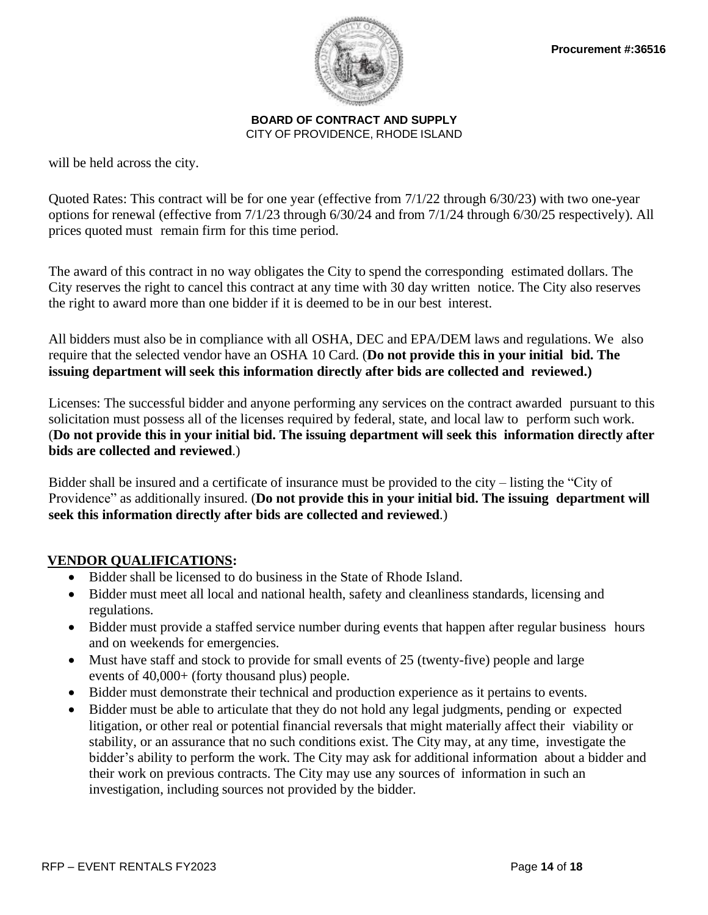will be held across the city.

Quoted Rates: This contract will be for one year (effective from 7/1/22 through 6/30/23) with two one-year options for renewal (effective from 7/1/23 through 6/30/24 and from 7/1/24 through 6/30/25 respectively). All prices quoted must remain firm for this time period.

The award of this contract in no way obligates the City to spend the corresponding estimated dollars. The City reserves the right to cancel this contract at any time with 30 day written notice. The City also reserves the right to award more than one bidder if it is deemed to be in our best interest.

All bidders must also be in compliance with all OSHA, DEC and EPA/DEM laws and regulations. We also require that the selected vendor have an OSHA 10 Card. (**Do not provide this in your initial bid. The issuing department will seek this information directly after bids are collected and reviewed.)**

Licenses: The successful bidder and anyone performing any services on the contract awarded pursuant to this solicitation must possess all of the licenses required by federal, state, and local law to perform such work. (**Do not provide this in your initial bid. The issuing department will seek this information directly after bids are collected and reviewed**.)

Bidder shall be insured and a certificate of insurance must be provided to the city – listing the "City of Providence" as additionally insured. (**Do not provide this in your initial bid. The issuing department will seek this information directly after bids are collected and reviewed**.)

## VENDOR QUALIFICATIONS:

- Bidder shall be licensed to do business in the State of Rhode Island.
- Bidder must meet all local and national health, safety and cleanliness standards, licensing and regulations.
- Bidder must provide a staffed service number during events that happen after regular business hours and on weekends for emergencies.
- Must have staff and stock to provide for small events of 25 (twenty-five) people and large events of 40,000+ (forty thousand plus) people.
- Bidder must demonstrate their technical and production experience as it pertains to events.
- Bidder must be able to articulate that they do not hold any legal judgments, pending or expected litigation, or other real or potential financial reversals that might materially affect their viability or stability, or an assurance that no such conditions exist. The City may, at any time, investigate the bidder's ability to perform the work. The City may ask for additional information about a bidder and their work on previous contracts. The City may use any sources of information in such an investigation, including sources not provided by the bidder.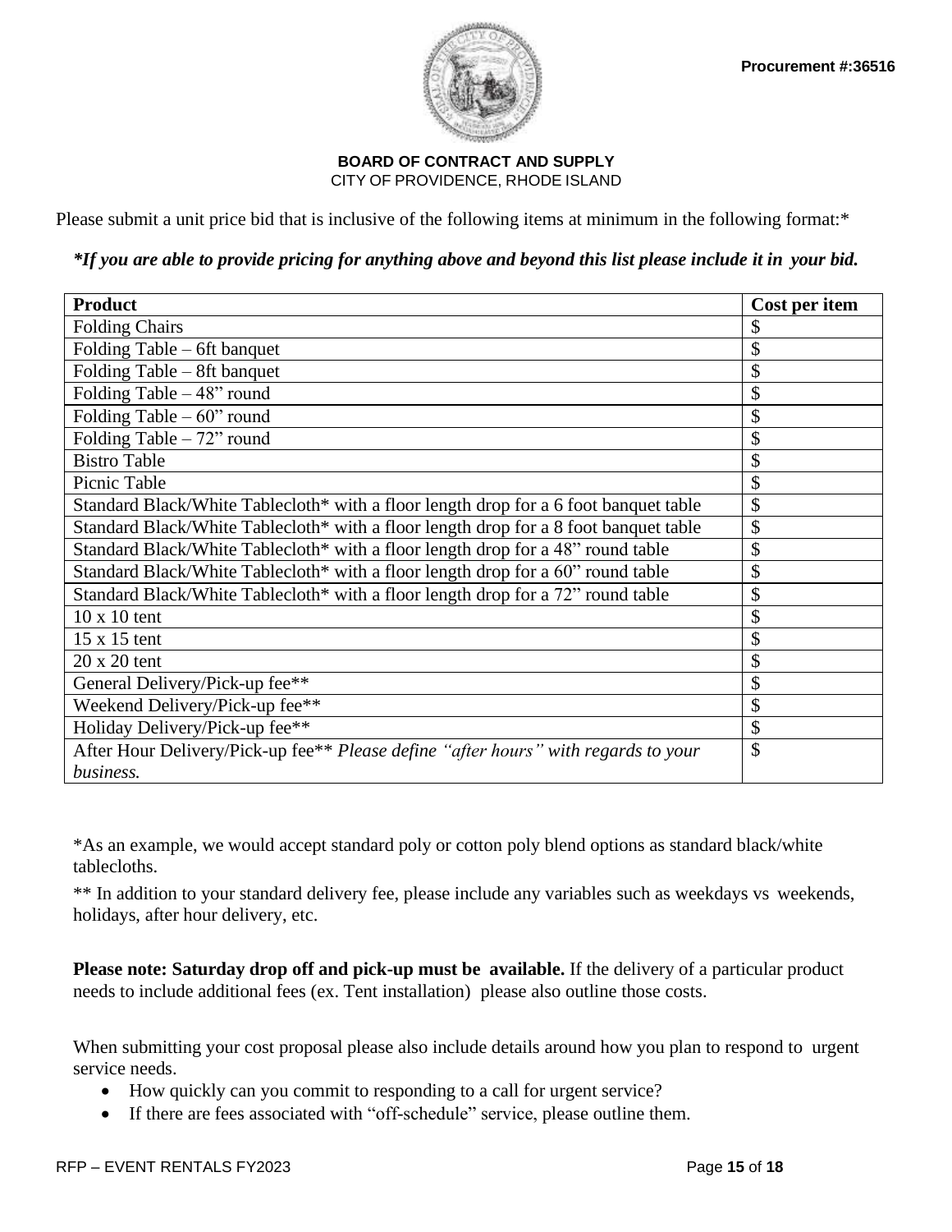Procurement #:36516

**BOARD OF CONTRACT AND SUPPLY**
CITY OF PROVIDENCE, RHODE ISLAND

Please submit a unit price bid that is inclusive of the following items at minimum in the following format:*

***If you are able to provide pricing for anything above and beyond this list please include it in your bid.***

| **Product** | **Cost per item** |
|---|---|
| Folding Chairs | $ |
| Folding Table – 6ft banquet | $ |
| Folding Table – 8ft banquet | $ |
| Folding Table – 48" round | $ |
| Folding Table – 60" round | $ |
| Folding Table – 72" round | $ |
| Bistro Table | $ |
| Picnic Table | $ |
| Standard Black/White Tablecloth* with a floor length drop for a 6 foot banquet table | $ |
| Standard Black/White Tablecloth* with a floor length drop for a 8 foot banquet table | $ |
| Standard Black/White Tablecloth* with a floor length drop for a 48" round table | $ |
| Standard Black/White Tablecloth* with a floor length drop for a 60" round table | $ |
| Standard Black/White Tablecloth* with a floor length drop for a 72" round table | $ |
| 10 x 10 tent | $ |
| 15 x 15 tent | $ |
| 20 x 20 tent | $ |
| General Delivery/Pick-up fee** | $ |
| Weekend Delivery/Pick-up fee** | $ |
| Holiday Delivery/Pick-up fee** | $ |
| After Hour Delivery/Pick-up fee** *Please define "after hours" with regards to your business.* | $ |

*As an example, we would accept standard poly or cotton poly blend options as standard black/white tablecloths.

** In addition to your standard delivery fee, please include any variables such as weekdays vs weekends, holidays, after hour delivery, etc.

**Please note: Saturday drop off and pick-up must be available.** If the delivery of a particular product needs to include additional fees (ex. Tent installation) please also outline those costs.

When submitting your cost proposal please also include details around how you plan to respond to urgent service needs.

- How quickly can you commit to responding to a call for urgent service?
- If there are fees associated with "off-schedule" service, please outline them.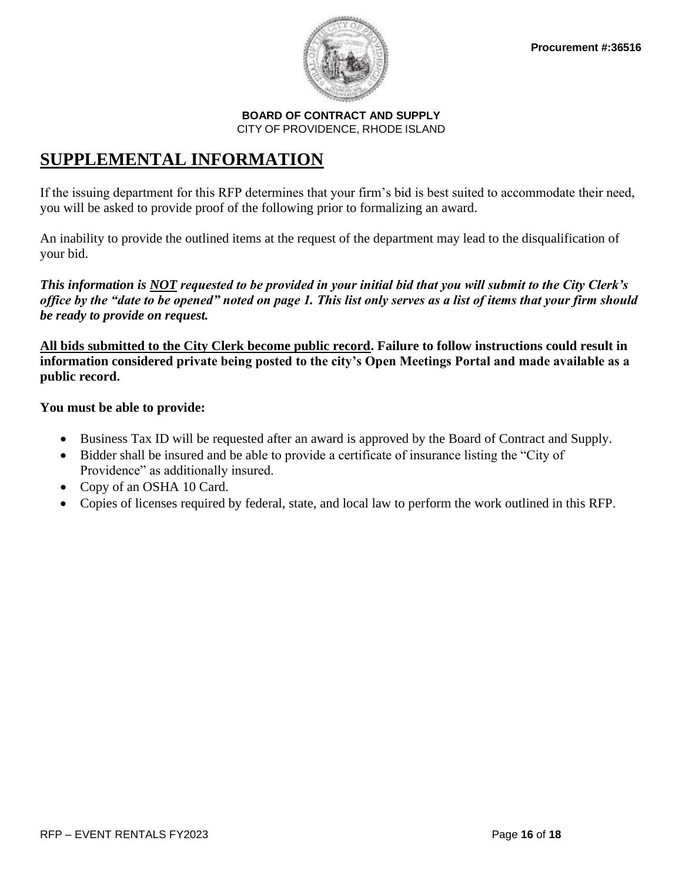Procurement #:36516

**BOARD OF CONTRACT AND SUPPLY**
CITY OF PROVIDENCE, RHODE ISLAND

# SUPPLEMENTAL INFORMATION

If the issuing department for this RFP determines that your firm's bid is best suited to accommodate their need, you will be asked to provide proof of the following prior to formalizing an award.

An inability to provide the outlined items at the request of the department may lead to the disqualification of your bid.

***This information is NOT requested to be provided in your initial bid that you will submit to the City Clerk's office by the "date to be opened" noted on page 1. This list only serves as a list of items that your firm should be ready to provide on request.***

**All bids submitted to the City Clerk become public record. Failure to follow instructions could result in information considered private being posted to the city's Open Meetings Portal and made available as a public record.**

**You must be able to provide:**

- Business Tax ID will be requested after an award is approved by the Board of Contract and Supply.
- Bidder shall be insured and be able to provide a certificate of insurance listing the "City of Providence" as additionally insured.
- Copy of an OSHA 10 Card.
- Copies of licenses required by federal, state, and local law to perform the work outlined in this RFP.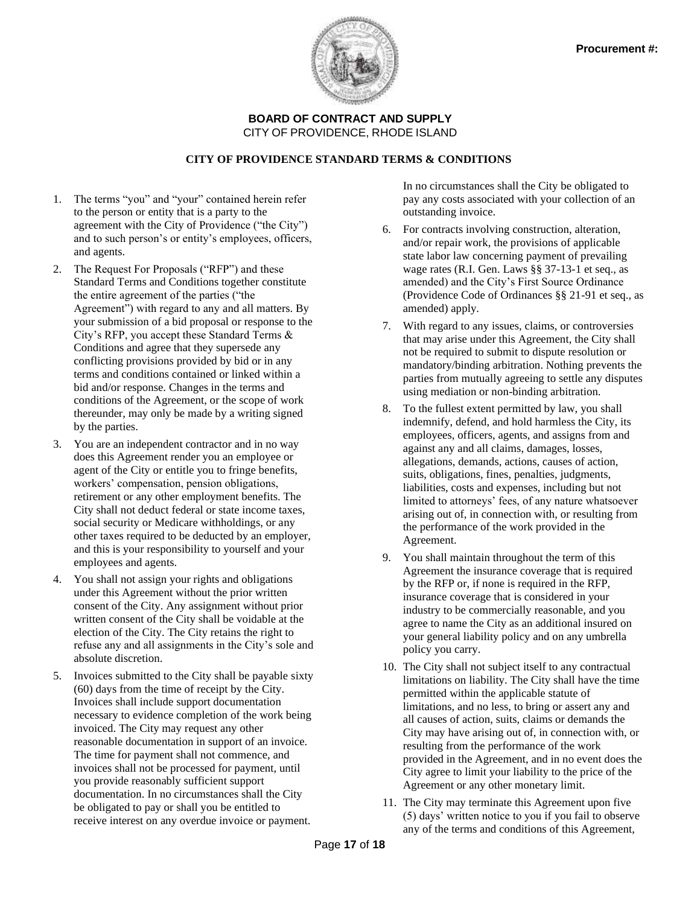Procurement #:

**BOARD OF CONTRACT AND SUPPLY**
CITY OF PROVIDENCE, RHODE ISLAND

**CITY OF PROVIDENCE STANDARD TERMS & CONDITIONS**

1. The terms "you" and "your" contained herein refer to the person or entity that is a party to the agreement with the City of Providence ("the City") and to such person's or entity's employees, officers, and agents.
2. The Request For Proposals ("RFP") and these Standard Terms and Conditions together constitute the entire agreement of the parties ("the Agreement") with regard to any and all matters. By your submission of a bid proposal or response to the City's RFP, you accept these Standard Terms & Conditions and agree that they supersede any conflicting provisions provided by bid or in any terms and conditions contained or linked within a bid and/or response. Changes in the terms and conditions of the Agreement, or the scope of work thereunder, may only be made by a writing signed by the parties.
3. You are an independent contractor and in no way does this Agreement render you an employee or agent of the City or entitle you to fringe benefits, workers' compensation, pension obligations, retirement or any other employment benefits. The City shall not deduct federal or state income taxes, social security or Medicare withholdings, or any other taxes required to be deducted by an employer, and this is your responsibility to yourself and your employees and agents.
4. You shall not assign your rights and obligations under this Agreement without the prior written consent of the City. Any assignment without prior written consent of the City shall be voidable at the election of the City. The City retains the right to refuse any and all assignments in the City's sole and absolute discretion.
5. Invoices submitted to the City shall be payable sixty (60) days from the time of receipt by the City. Invoices shall include support documentation necessary to evidence completion of the work being invoiced. The City may request any other reasonable documentation in support of an invoice. The time for payment shall not commence, and invoices shall not be processed for payment, until you provide reasonably sufficient support documentation. In no circumstances shall the City be obligated to pay or shall you be entitled to receive interest on any overdue invoice or payment. In no circumstances shall the City be obligated to pay any costs associated with your collection of an outstanding invoice.
6. For contracts involving construction, alteration, and/or repair work, the provisions of applicable state labor law concerning payment of prevailing wage rates (R.I. Gen. Laws §§ 37-13-1 et seq., as amended) and the City's First Source Ordinance (Providence Code of Ordinances §§ 21-91 et seq., as amended) apply.
7. With regard to any issues, claims, or controversies that may arise under this Agreement, the City shall not be required to submit to dispute resolution or mandatory/binding arbitration. Nothing prevents the parties from mutually agreeing to settle any disputes using mediation or non-binding arbitration.
8. To the fullest extent permitted by law, you shall indemnify, defend, and hold harmless the City, its employees, officers, agents, and assigns from and against any and all claims, damages, losses, allegations, demands, actions, causes of action, suits, obligations, fines, penalties, judgments, liabilities, costs and expenses, including but not limited to attorneys' fees, of any nature whatsoever arising out of, in connection with, or resulting from the performance of the work provided in the Agreement.
9. You shall maintain throughout the term of this Agreement the insurance coverage that is required by the RFP or, if none is required in the RFP, insurance coverage that is considered in your industry to be commercially reasonable, and you agree to name the City as an additional insured on your general liability policy and on any umbrella policy you carry.
10. The City shall not subject itself to any contractual limitations on liability. The City shall have the time permitted within the applicable statute of limitations, and no less, to bring or assert any and all causes of action, suits, claims or demands the City may have arising out of, in connection with, or resulting from the performance of the work provided in the Agreement, and in no event does the City agree to limit your liability to the price of the Agreement or any other monetary limit.
11. The City may terminate this Agreement upon five (5) days' written notice to you if you fail to observe any of the terms and conditions of this Agreement,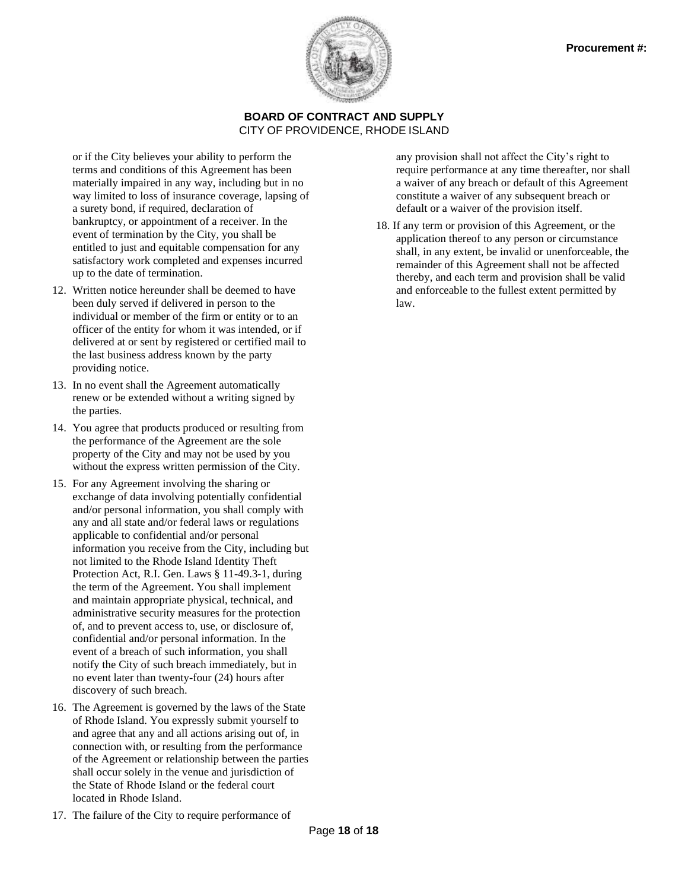**Procurement #:**

**BOARD OF CONTRACT AND SUPPLY**
CITY OF PROVIDENCE, RHODE ISLAND

or if the City believes your ability to perform the terms and conditions of this Agreement has been materially impaired in any way, including but in no way limited to loss of insurance coverage, lapsing of a surety bond, if required, declaration of bankruptcy, or appointment of a receiver. In the event of termination by the City, you shall be entitled to just and equitable compensation for any satisfactory work completed and expenses incurred up to the date of termination.

12. Written notice hereunder shall be deemed to have been duly served if delivered in person to the individual or member of the firm or entity or to an officer of the entity for whom it was intended, or if delivered at or sent by registered or certified mail to the last business address known by the party providing notice.
13. In no event shall the Agreement automatically renew or be extended without a writing signed by the parties.
14. You agree that products produced or resulting from the performance of the Agreement are the sole property of the City and may not be used by you without the express written permission of the City.
15. For any Agreement involving the sharing or exchange of data involving potentially confidential and/or personal information, you shall comply with any and all state and/or federal laws or regulations applicable to confidential and/or personal information you receive from the City, including but not limited to the Rhode Island Identity Theft Protection Act, R.I. Gen. Laws § 11-49.3-1, during the term of the Agreement. You shall implement and maintain appropriate physical, technical, and administrative security measures for the protection of, and to prevent access to, use, or disclosure of, confidential and/or personal information. In the event of a breach of such information, you shall notify the City of such breach immediately, but in no event later than twenty-four (24) hours after discovery of such breach.
16. The Agreement is governed by the laws of the State of Rhode Island. You expressly submit yourself to and agree that any and all actions arising out of, in connection with, or resulting from the performance of the Agreement or relationship between the parties shall occur solely in the venue and jurisdiction of the State of Rhode Island or the federal court located in Rhode Island.
17. The failure of the City to require performance of any provision shall not affect the City's right to require performance at any time thereafter, nor shall a waiver of any breach or default of this Agreement constitute a waiver of any subsequent breach or default or a waiver of the provision itself.
18. If any term or provision of this Agreement, or the application thereof to any person or circumstance shall, in any extent, be invalid or unenforceable, the remainder of this Agreement shall not be affected thereby, and each term and provision shall be valid and enforceable to the fullest extent permitted by law.